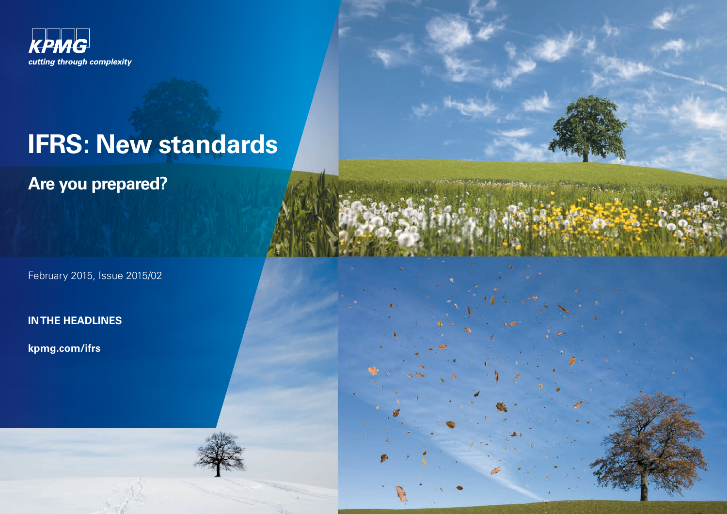KPMG

*cutting through complexity*

# IFRS: New standards

## Are you prepared?

February 2015, Issue 2015/02

**IN THE HEADLINES**

**kpmg.com/ifrs**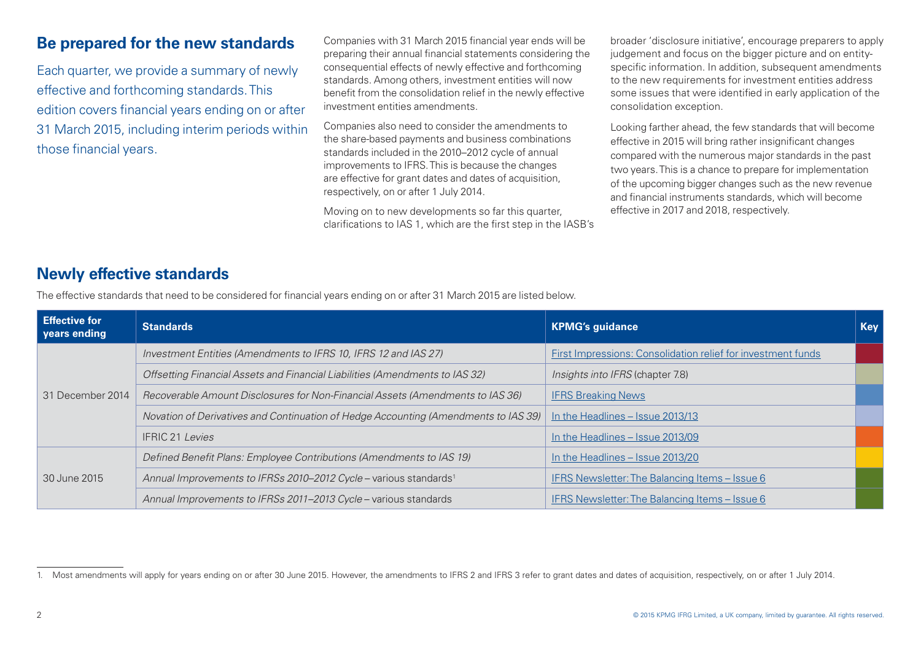## Be prepared for the new standards

Each quarter, we provide a summary of newly effective and forthcoming standards. This edition covers financial years ending on or after 31 March 2015, including interim periods within those financial years.

Companies with 31 March 2015 financial year ends will be preparing their annual financial statements considering the consequential effects of newly effective and forthcoming standards. Among others, investment entities will now benefit from the consolidation relief in the newly effective investment entities amendments.

Companies also need to consider the amendments to the share-based payments and business combinations standards included in the 2010–2012 cycle of annual improvements to IFRS. This is because the changes are effective for grant dates and dates of acquisition, respectively, on or after 1 July 2014.

Moving on to new developments so far this quarter, clarifications to IAS 1, which are the first step in the IASB's broader 'disclosure initiative', encourage preparers to apply judgement and focus on the bigger picture and on entity-specific information. In addition, subsequent amendments to the new requirements for investment entities address some issues that were identified in early application of the consolidation exception.

Looking farther ahead, the few standards that will become effective in 2015 will bring rather insignificant changes compared with the numerous major standards in the past two years. This is a chance to prepare for implementation of the upcoming bigger changes such as the new revenue and financial instruments standards, which will become effective in 2017 and 2018, respectively.

## Newly effective standards

The effective standards that need to be considered for financial years ending on or after 31 March 2015 are listed below.

| Effective for years ending | Standards | KPMG's guidance | Key |
|---|---|---|---|
| 31 December 2014 | *Investment Entities (Amendments to IFRS 10, IFRS 12 and IAS 27)* | First Impressions: Consolidation relief for investment funds | |
| | *Offsetting Financial Assets and Financial Liabilities (Amendments to IAS 32)* | *Insights into IFRS* (chapter 7.8) | |
| | *Recoverable Amount Disclosures for Non-Financial Assets (Amendments to IAS 36)* | IFRS Breaking News | |
| | *Novation of Derivatives and Continuation of Hedge Accounting (Amendments to IAS 39)* | In the Headlines – Issue 2013/13 | |
| | IFRIC 21 *Levies* | In the Headlines – Issue 2013/09 | |
| 30 June 2015 | *Defined Benefit Plans: Employee Contributions (Amendments to IAS 19)* | In the Headlines – Issue 2013/20 | |
| | *Annual Improvements to IFRSs 2010–2012 Cycle* – various standards[1] | IFRS Newsletter: The Balancing Items – Issue 6 | |
| | *Annual Improvements to IFRSs 2011–2013 Cycle* – various standards | IFRS Newsletter: The Balancing Items – Issue 6 | |

1. Most amendments will apply for years ending on or after 30 June 2015. However, the amendments to IFRS 2 and IFRS 3 refer to grant dates and dates of acquisition, respectively, on or after 1 July 2014.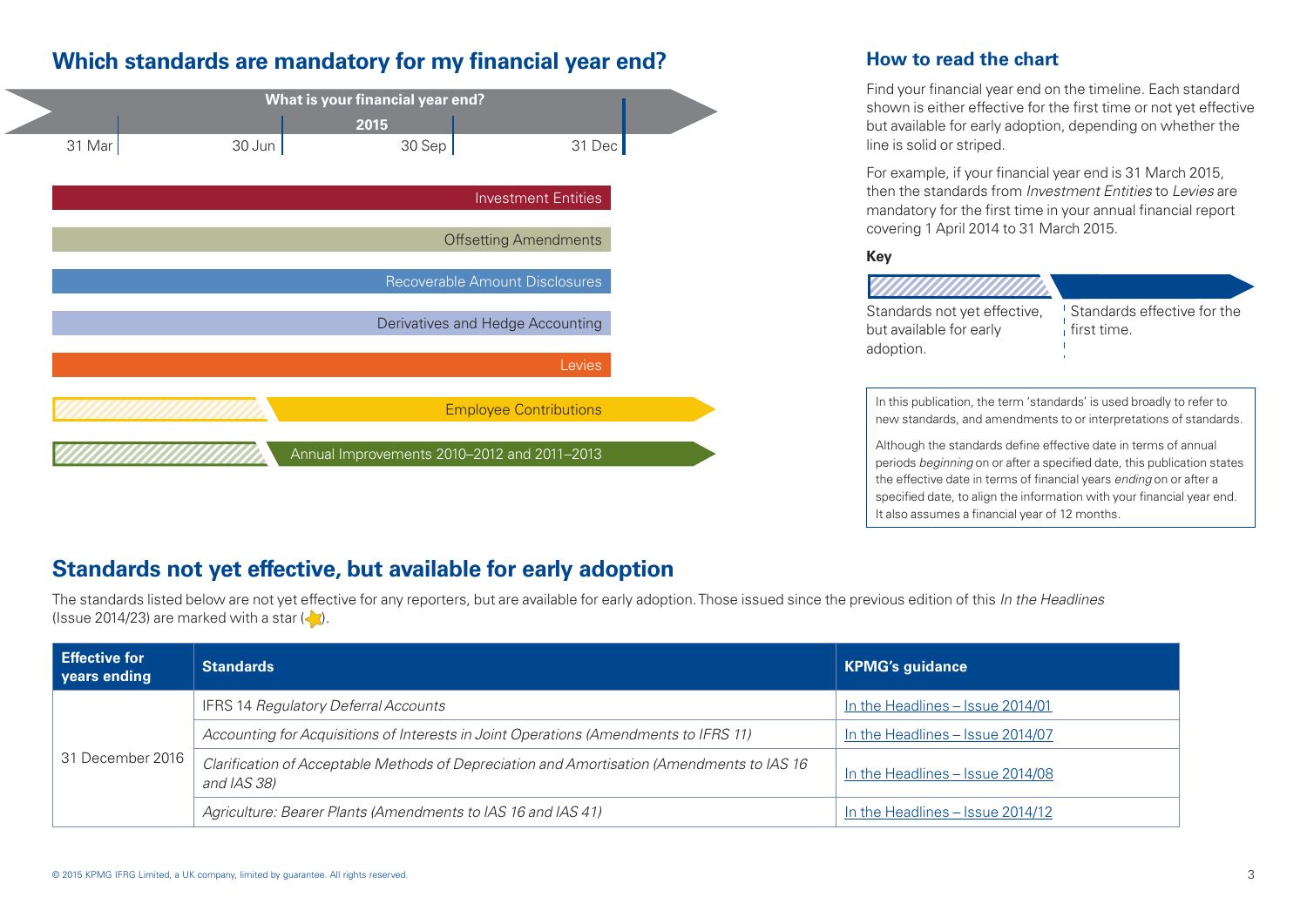## Which standards are mandatory for my financial year end?

What is your financial year end?

2015

31 Mar | 30 Jun | 30 Sep | 31 Dec

- Investment Entities
- Offsetting Amendments
- Recoverable Amount Disclosures
- Derivatives and Hedge Accounting
- Levies
- Employee Contributions
- Annual Improvements 2010–2012 and 2011–2013

### How to read the chart

Find your financial year end on the timeline. Each standard shown is either effective for the first time or not yet effective but available for early adoption, depending on whether the line is solid or striped.

For example, if your financial year end is 31 March 2015, then the standards from *Investment Entities* to *Levies* are mandatory for the first time in your annual financial report covering 1 April 2014 to 31 March 2015.

**Key**

Standards not yet effective, but available for early adoption.

Standards effective for the first time.

In this publication, the term 'standards' is used broadly to refer to new standards, and amendments to or interpretations of standards.

Although the standards define effective date in terms of annual periods *beginning* on or after a specified date, this publication states the effective date in terms of financial years *ending* on or after a specified date, to align the information with your financial year end. It also assumes a financial year of 12 months.

## Standards not yet effective, but available for early adoption

The standards listed below are not yet effective for any reporters, but are available for early adoption. Those issued since the previous edition of this *In the Headlines* (Issue 2014/23) are marked with a star (★).

| Effective for years ending | Standards | KPMG's guidance |
|---|---|---|
| 31 December 2016 | IFRS 14 *Regulatory Deferral Accounts* | In the Headlines – Issue 2014/01 |
| | *Accounting for Acquisitions of Interests in Joint Operations (Amendments to IFRS 11)* | In the Headlines – Issue 2014/07 |
| | *Clarification of Acceptable Methods of Depreciation and Amortisation (Amendments to IAS 16 and IAS 38)* | In the Headlines – Issue 2014/08 |
| | *Agriculture: Bearer Plants (Amendments to IAS 16 and IAS 41)* | In the Headlines – Issue 2014/12 |

© 2015 KPMG IFRG Limited, a UK company, limited by guarantee. All rights reserved.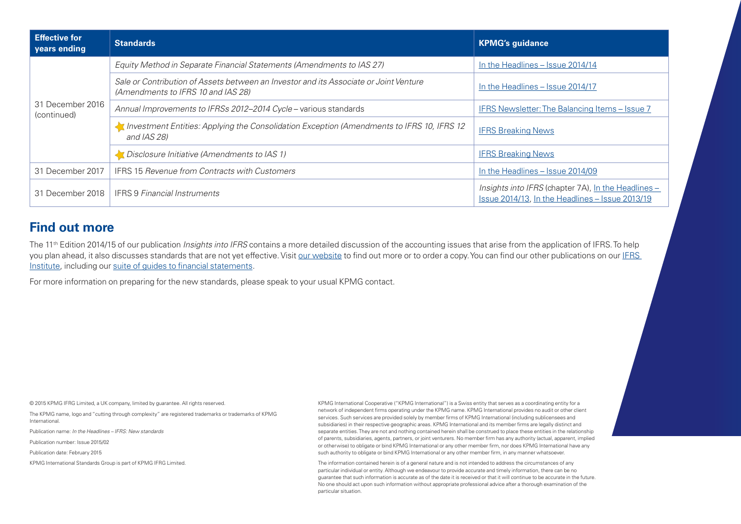| Effective for years ending | Standards | KPMG's guidance |
|---|---|---|
| 31 December 2016 (continued) | *Equity Method in Separate Financial Statements (Amendments to IAS 27)* | In the Headlines – Issue 2014/14 |
| | *Sale or Contribution of Assets between an Investor and its Associate or Joint Venture (Amendments to IFRS 10 and IAS 28)* | In the Headlines – Issue 2014/17 |
| | *Annual Improvements to IFRSs 2012–2014 Cycle* – various standards | IFRS Newsletter: The Balancing Items – Issue 7 |
| | ★ *Investment Entities: Applying the Consolidation Exception (Amendments to IFRS 10, IFRS 12 and IAS 28)* | IFRS Breaking News |
| | ★ *Disclosure Initiative (Amendments to IAS 1)* | IFRS Breaking News |
| 31 December 2017 | IFRS 15 *Revenue from Contracts with Customers* | In the Headlines – Issue 2014/09 |
| 31 December 2018 | IFRS 9 *Financial Instruments* | *Insights into IFRS* (chapter 7A), In the Headlines – Issue 2014/13, In the Headlines – Issue 2013/19 |

## Find out more

The 11th Edition 2014/15 of our publication *Insights into IFRS* contains a more detailed discussion of the accounting issues that arise from the application of IFRS. To help you plan ahead, it also discusses standards that are not yet effective. Visit our website to find out more or to order a copy. You can find our other publications on our IFRS Institute, including our suite of guides to financial statements.

For more information on preparing for the new standards, please speak to your usual KPMG contact.

© 2015 KPMG IFRG Limited, a UK company, limited by guarantee. All rights reserved.

The KPMG name, logo and "cutting through complexity" are registered trademarks or trademarks of KPMG International.

Publication name: *In the Headlines – IFRS: New standards*

Publication number: Issue 2015/02

Publication date: February 2015

KPMG International Standards Group is part of KPMG IFRG Limited.

KPMG International Cooperative ("KPMG International") is a Swiss entity that serves as a coordinating entity for a network of independent firms operating under the KPMG name. KPMG International provides no audit or other client services. Such services are provided solely by member firms of KPMG International (including sublicensees and subsidiaries) in their respective geographic areas. KPMG International and its member firms are legally distinct and separate entities. They are not and nothing contained herein shall be construed to place these entities in the relationship of parents, subsidiaries, agents, partners, or joint venturers. No member firm has any authority (actual, apparent, implied or otherwise) to obligate or bind KPMG International or any other member firm, nor does KPMG International have any such authority to obligate or bind KPMG International or any other member firm, in any manner whatsoever.

The information contained herein is of a general nature and is not intended to address the circumstances of any particular individual or entity. Although we endeavour to provide accurate and timely information, there can be no guarantee that such information is accurate as of the date it is received or that it will continue to be accurate in the future. No one should act upon such information without appropriate professional advice after a thorough examination of the particular situation.